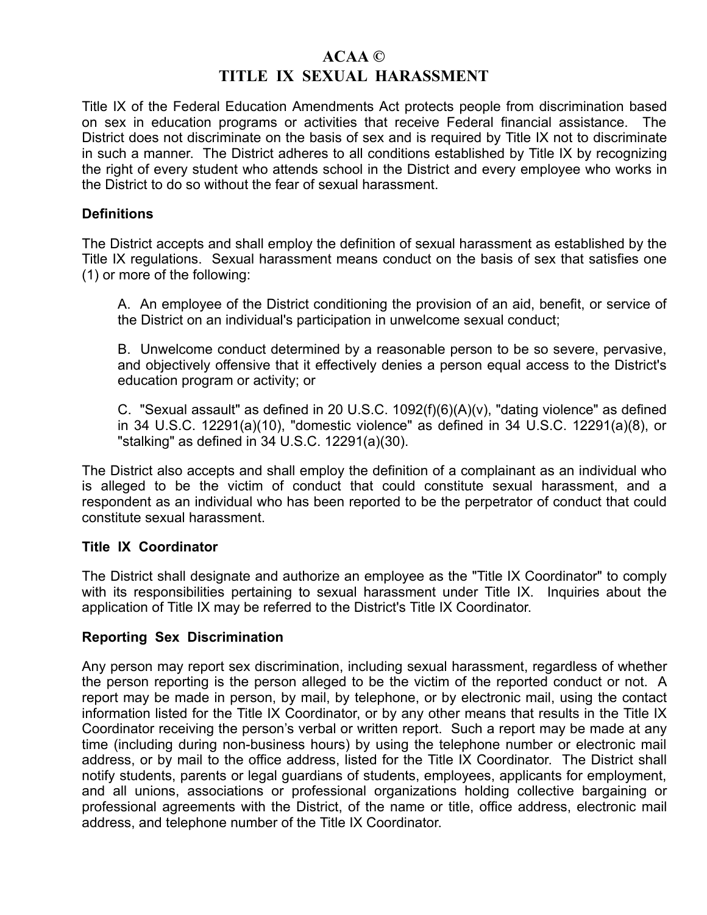# ACAA ©
# TITLE IX SEXUAL HARASSMENT

Title IX of the Federal Education Amendments Act protects people from discrimination based on sex in education programs or activities that receive Federal financial assistance. The District does not discriminate on the basis of sex and is required by Title IX not to discriminate in such a manner. The District adheres to all conditions established by Title IX by recognizing the right of every student who attends school in the District and every employee who works in the District to do so without the fear of sexual harassment.

## Definitions

The District accepts and shall employ the definition of sexual harassment as established by the Title IX regulations. Sexual harassment means conduct on the basis of sex that satisfies one (1) or more of the following:

A. An employee of the District conditioning the provision of an aid, benefit, or service of the District on an individual's participation in unwelcome sexual conduct;

B. Unwelcome conduct determined by a reasonable person to be so severe, pervasive, and objectively offensive that it effectively denies a person equal access to the District's education program or activity; or

C. "Sexual assault" as defined in 20 U.S.C. 1092(f)(6)(A)(v), "dating violence" as defined in 34 U.S.C. 12291(a)(10), "domestic violence" as defined in 34 U.S.C. 12291(a)(8), or "stalking" as defined in 34 U.S.C. 12291(a)(30).

The District also accepts and shall employ the definition of a complainant as an individual who is alleged to be the victim of conduct that could constitute sexual harassment, and a respondent as an individual who has been reported to be the perpetrator of conduct that could constitute sexual harassment.

## Title IX Coordinator

The District shall designate and authorize an employee as the "Title IX Coordinator" to comply with its responsibilities pertaining to sexual harassment under Title IX. Inquiries about the application of Title IX may be referred to the District's Title IX Coordinator.

## Reporting Sex Discrimination

Any person may report sex discrimination, including sexual harassment, regardless of whether the person reporting is the person alleged to be the victim of the reported conduct or not. A report may be made in person, by mail, by telephone, or by electronic mail, using the contact information listed for the Title IX Coordinator, or by any other means that results in the Title IX Coordinator receiving the person's verbal or written report. Such a report may be made at any time (including during non-business hours) by using the telephone number or electronic mail address, or by mail to the office address, listed for the Title IX Coordinator. The District shall notify students, parents or legal guardians of students, employees, applicants for employment, and all unions, associations or professional organizations holding collective bargaining or professional agreements with the District, of the name or title, office address, electronic mail address, and telephone number of the Title IX Coordinator.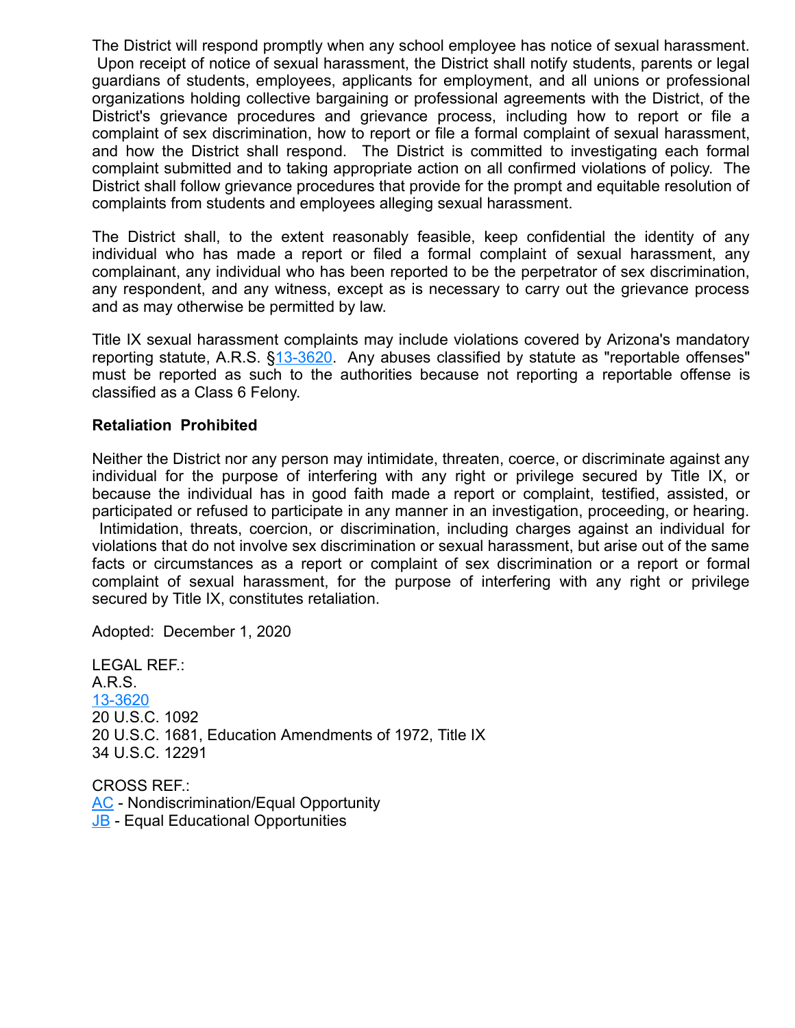The District will respond promptly when any school employee has notice of sexual harassment. Upon receipt of notice of sexual harassment, the District shall notify students, parents or legal guardians of students, employees, applicants for employment, and all unions or professional organizations holding collective bargaining or professional agreements with the District, of the District's grievance procedures and grievance process, including how to report or file a complaint of sex discrimination, how to report or file a formal complaint of sexual harassment, and how the District shall respond. The District is committed to investigating each formal complaint submitted and to taking appropriate action on all confirmed violations of policy. The District shall follow grievance procedures that provide for the prompt and equitable resolution of complaints from students and employees alleging sexual harassment.

The District shall, to the extent reasonably feasible, keep confidential the identity of any individual who has made a report or filed a formal complaint of sexual harassment, any complainant, any individual who has been reported to be the perpetrator of sex discrimination, any respondent, and any witness, except as is necessary to carry out the grievance process and as may otherwise be permitted by law.

Title IX sexual harassment complaints may include violations covered by Arizona's mandatory reporting statute, A.R.S. §13-3620. Any abuses classified by statute as "reportable offenses" must be reported as such to the authorities because not reporting a reportable offense is classified as a Class 6 Felony.

**Retaliation Prohibited**

Neither the District nor any person may intimidate, threaten, coerce, or discriminate against any individual for the purpose of interfering with any right or privilege secured by Title IX, or because the individual has in good faith made a report or complaint, testified, assisted, or participated or refused to participate in any manner in an investigation, proceeding, or hearing. Intimidation, threats, coercion, or discrimination, including charges against an individual for violations that do not involve sex discrimination or sexual harassment, but arise out of the same facts or circumstances as a report or complaint of sex discrimination or a report or formal complaint of sexual harassment, for the purpose of interfering with any right or privilege secured by Title IX, constitutes retaliation.

Adopted: December 1, 2020

LEGAL REF.:
A.R.S.
13-3620
20 U.S.C. 1092
20 U.S.C. 1681, Education Amendments of 1972, Title IX
34 U.S.C. 12291

CROSS REF.:
AC - Nondiscrimination/Equal Opportunity
JB - Equal Educational Opportunities